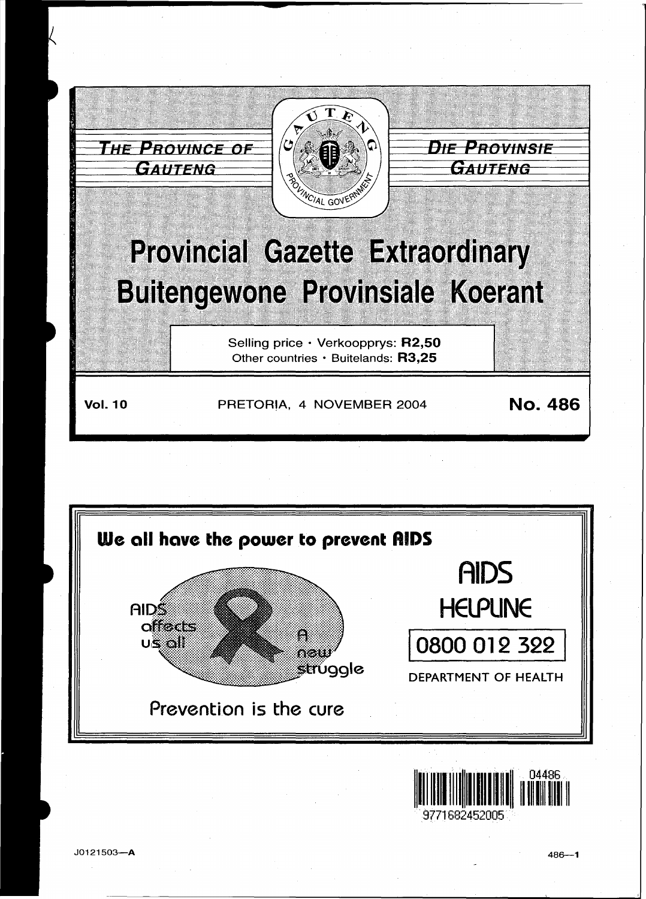**THE PROVINCE OF GAUTENG**

**DIE PROVINSIE GAUTENG**

# Provincial Gazette Extraordinary
# Buitengewone Provinsiale Koerant

Selling price · Verkoopprys: **R2,50**
Other countries · Buitelands: **R3,25**

**Vol. 10** PRETORIA, 4 NOVEMBER 2004 **No. 486**

**We all have the power to prevent AIDS**

AIDS affects us all

A new struggle

Prevention is the cure

AIDS HELPLINE

0800 012 322

DEPARTMENT OF HEALTH

9771682452005 04486

J0121503—A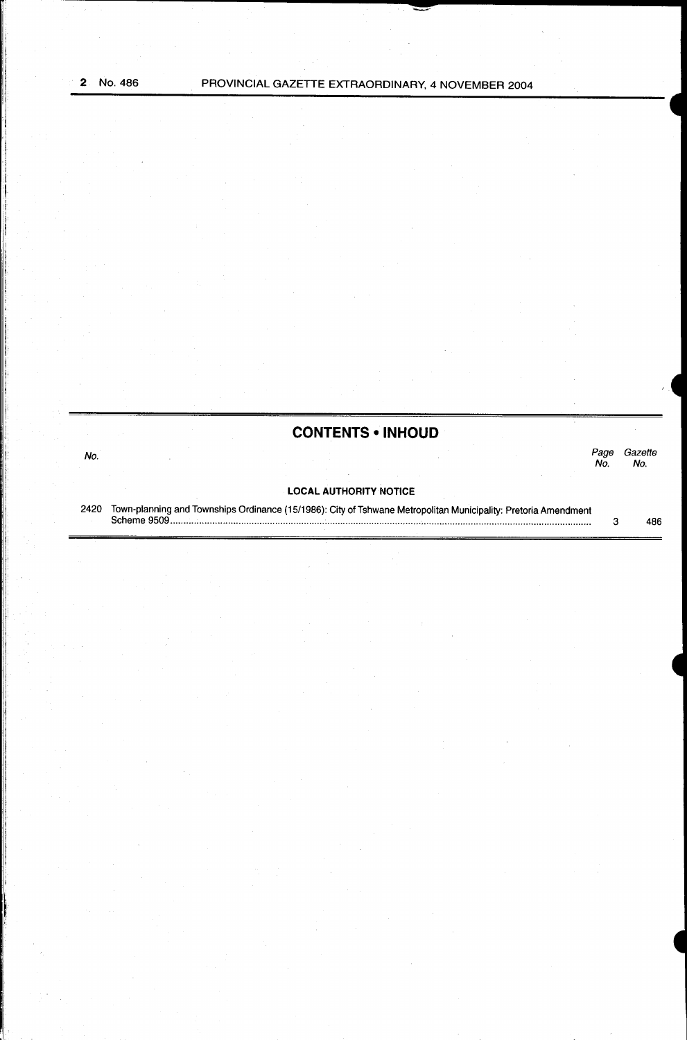## CONTENTS • INHOUD

| No. | | Page No. | Gazette No. |
|---|---|---|---|
| | **LOCAL AUTHORITY NOTICE** | | |
| 2420 | Town-planning and Townships Ordinance (15/1986): City of Tshwane Metropolitan Municipality: Pretoria Amendment Scheme 9509 | 3 | 486 |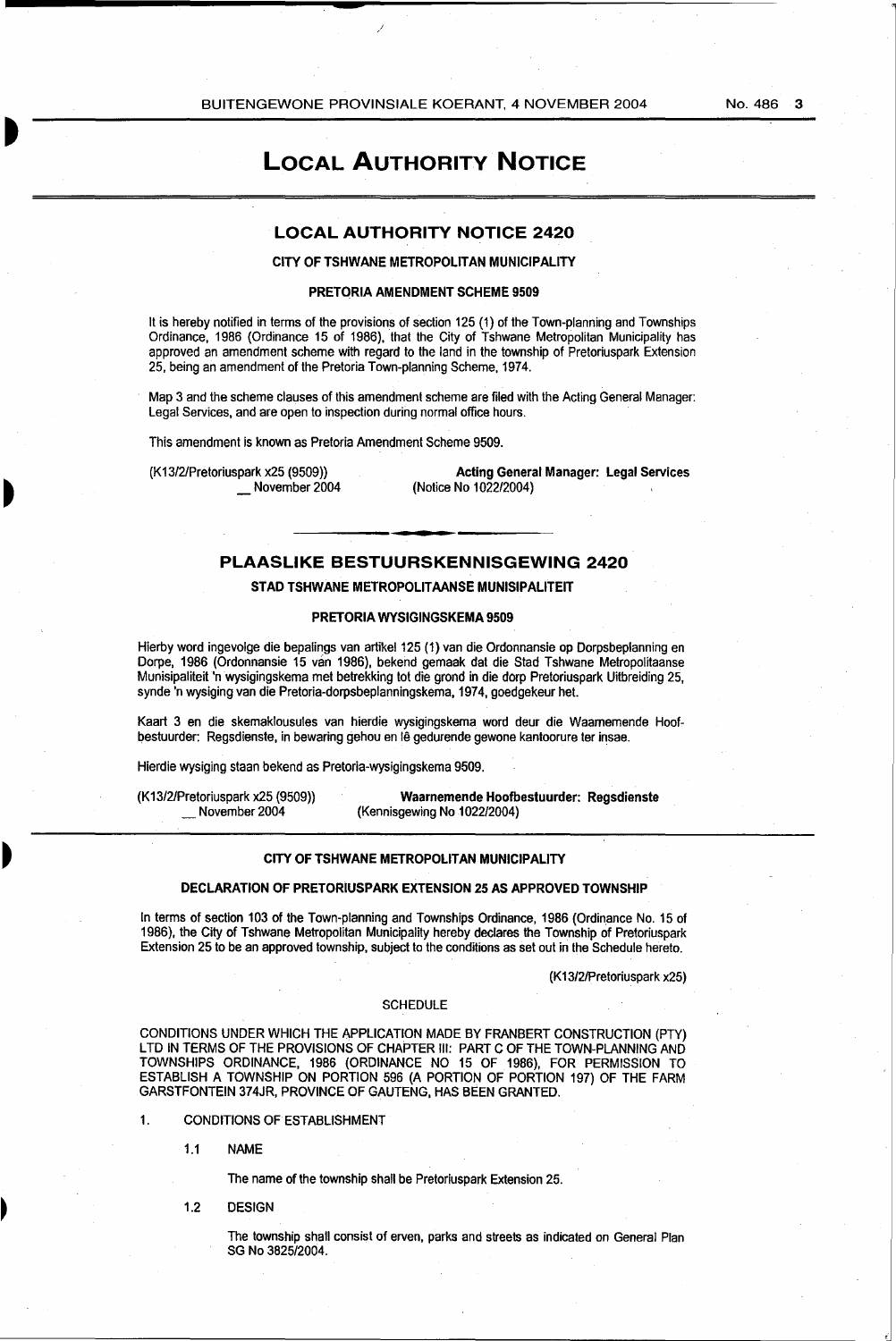# LOCAL AUTHORITY NOTICE

## LOCAL AUTHORITY NOTICE 2420

### CITY OF TSHWANE METROPOLITAN MUNICIPALITY

#### PRETORIA AMENDMENT SCHEME 9509

It is hereby notified in terms of the provisions of section 125 (1) of the Town-planning and Townships Ordinance, 1986 (Ordinance 15 of 1986), that the City of Tshwane Metropolitan Municipality has approved an amendment scheme with regard to the land in the township of Pretoriuspark Extension 25, being an amendment of the Pretoria Town-planning Scheme, 1974.

Map 3 and the scheme clauses of this amendment scheme are filed with the Acting General Manager: Legal Services, and are open to inspection during normal office hours.

This amendment is known as Pretoria Amendment Scheme 9509.

(K13/2/Pretoriuspark x25 (9509))
\_ November 2004

**Acting General Manager: Legal Services**
(Notice No 1022/2004)

## PLAASLIKE BESTUURSKENNISGEWING 2420

### STAD TSHWANE METROPOLITAANSE MUNISIPALITEIT

#### PRETORIA WYSIGINGSKEMA 9509

Hierby word ingevolge die bepalings van artikel 125 (1) van die Ordonnansie op Dorpsbeplanning en Dorpe, 1986 (Ordonnansie 15 van 1986), bekend gemaak dat die Stad Tshwane Metropolitaanse Munisipaliteit 'n wysigingskema met betrekking tot die grond in die dorp Pretoriuspark Uitbreiding 25, synde 'n wysiging van die Pretoria-dorpsbeplanningskema, 1974, goedgekeur het.

Kaart 3 en die skemaklousules van hierdie wysigingskema word deur die Waarnemende Hoofbestuurder: Regsdienste, in bewaring gehou en lê gedurende gewone kantoorure ter insae.

Hierdie wysiging staan bekend as Pretoria-wysigingskema 9509.

(K13/2/Pretoriuspark x25 (9509))
\_ November 2004

**Waarnemende Hoofbestuurder: Regsdienste**
(Kennisgewing No 1022/2004)

### CITY OF TSHWANE METROPOLITAN MUNICIPALITY

#### DECLARATION OF PRETORIUSPARK EXTENSION 25 AS APPROVED TOWNSHIP

In terms of section 103 of the Town-planning and Townships Ordinance, 1986 (Ordinance No. 15 of 1986), the City of Tshwane Metropolitan Municipality hereby declares the Township of Pretoriuspark Extension 25 to be an approved township, subject to the conditions as set out in the Schedule hereto.

(K13/2/Pretoriuspark x25)

SCHEDULE

CONDITIONS UNDER WHICH THE APPLICATION MADE BY FRANBERT CONSTRUCTION (PTY) LTD IN TERMS OF THE PROVISIONS OF CHAPTER III: PART C OF THE TOWN-PLANNING AND TOWNSHIPS ORDINANCE, 1986 (ORDINANCE NO 15 OF 1986), FOR PERMISSION TO ESTABLISH A TOWNSHIP ON PORTION 596 (A PORTION OF PORTION 197) OF THE FARM GARSTFONTEIN 374JR, PROVINCE OF GAUTENG, HAS BEEN GRANTED.

1. CONDITIONS OF ESTABLISHMENT

   1.1 NAME

   The name of the township shall be Pretoriuspark Extension 25.

   1.2 DESIGN

   The township shall consist of erven, parks and streets as indicated on General Plan SG No 3825/2004.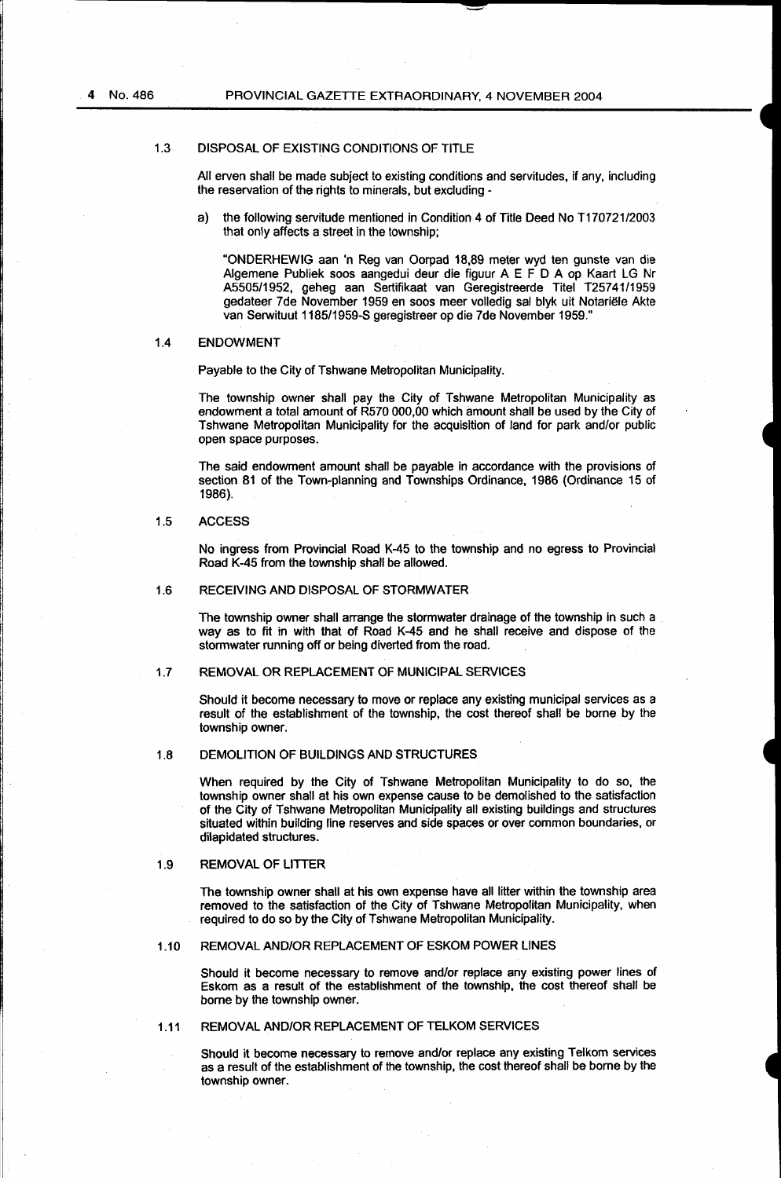### 1.3 DISPOSAL OF EXISTING CONDITIONS OF TITLE

All erven shall be made subject to existing conditions and servitudes, if any, including the reservation of the rights to minerals, but excluding -

a) the following servitude mentioned in Condition 4 of Title Deed No T170721/2003 that only affects a street in the township;

"ONDERHEWIG aan 'n Reg van Oorpad 18,89 meter wyd ten gunste van die Algemene Publiek soos aangedui deur die figuur A E F D A op Kaart LG Nr A5505/1952, geheg aan Sertifikaat van Geregistreerde Titel T25741/1959 gedateer 7de November 1959 en soos meer volledig sal blyk uit Notariële Akte van Serwituut 1185/1959-S geregistreer op die 7de November 1959."

### 1.4 ENDOWMENT

Payable to the City of Tshwane Metropolitan Municipality.

The township owner shall pay the City of Tshwane Metropolitan Municipality as endowment a total amount of R570 000,00 which amount shall be used by the City of Tshwane Metropolitan Municipality for the acquisition of land for park and/or public open space purposes.

The said endowment amount shall be payable in accordance with the provisions of section 81 of the Town-planning and Townships Ordinance, 1986 (Ordinance 15 of 1986).

### 1.5 ACCESS

No ingress from Provincial Road K-45 to the township and no egress to Provincial Road K-45 from the township shall be allowed.

### 1.6 RECEIVING AND DISPOSAL OF STORMWATER

The township owner shall arrange the stormwater drainage of the township in such a way as to fit in with that of Road K-45 and he shall receive and dispose of the stormwater running off or being diverted from the road.

### 1.7 REMOVAL OR REPLACEMENT OF MUNICIPAL SERVICES

Should it become necessary to move or replace any existing municipal services as a result of the establishment of the township, the cost thereof shall be borne by the township owner.

### 1.8 DEMOLITION OF BUILDINGS AND STRUCTURES

When required by the City of Tshwane Metropolitan Municipality to do so, the township owner shall at his own expense cause to be demolished to the satisfaction of the City of Tshwane Metropolitan Municipality all existing buildings and structures situated within building line reserves and side spaces or over common boundaries, or dilapidated structures.

### 1.9 REMOVAL OF LITTER

The township owner shall at his own expense have all litter within the township area removed to the satisfaction of the City of Tshwane Metropolitan Municipality, when required to do so by the City of Tshwane Metropolitan Municipality.

### 1.10 REMOVAL AND/OR REPLACEMENT OF ESKOM POWER LINES

Should it become necessary to remove and/or replace any existing power lines of Eskom as a result of the establishment of the township, the cost thereof shall be borne by the township owner.

### 1.11 REMOVAL AND/OR REPLACEMENT OF TELKOM SERVICES

Should it become necessary to remove and/or replace any existing Telkom services as a result of the establishment of the township, the cost thereof shall be borne by the township owner.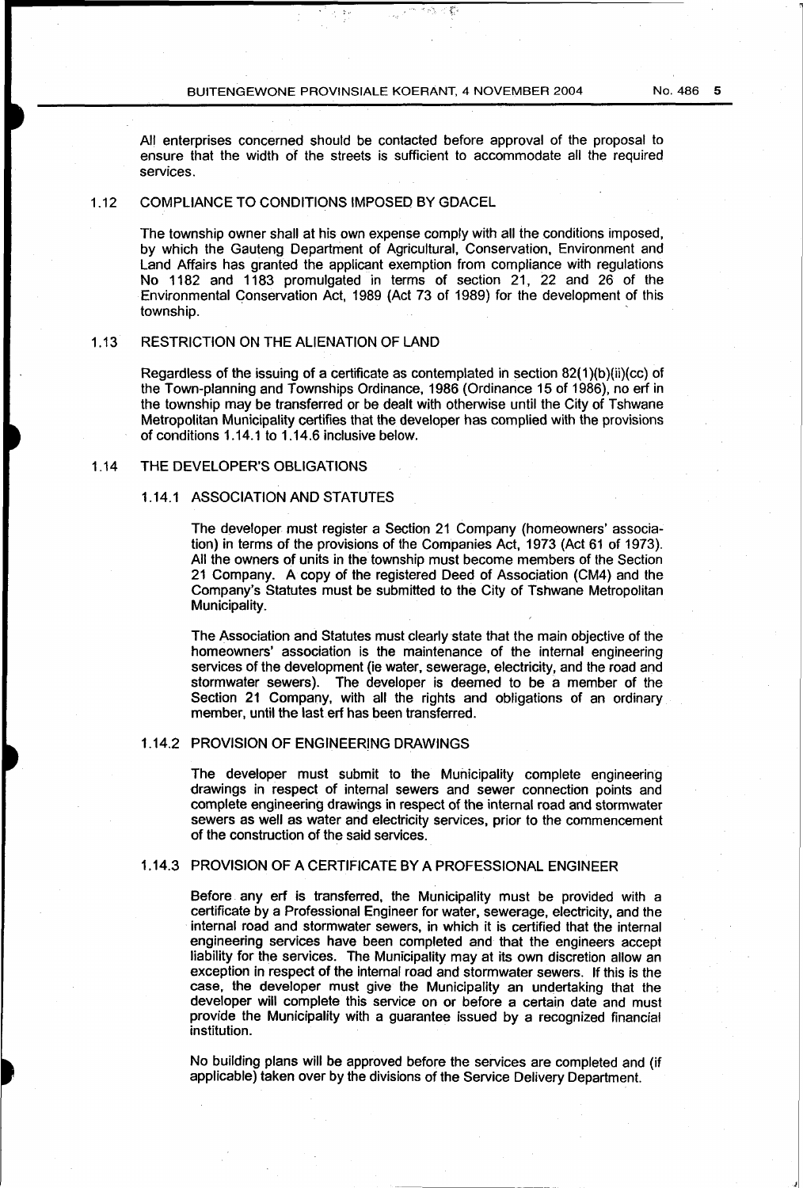All enterprises concerned should be contacted before approval of the proposal to ensure that the width of the streets is sufficient to accommodate all the required services.

### 1.12 COMPLIANCE TO CONDITIONS IMPOSED BY GDACEL

The township owner shall at his own expense comply with all the conditions imposed, by which the Gauteng Department of Agricultural, Conservation, Environment and Land Affairs has granted the applicant exemption from compliance with regulations No 1182 and 1183 promulgated in terms of section 21, 22 and 26 of the Environmental Conservation Act, 1989 (Act 73 of 1989) for the development of this township.

### 1.13 RESTRICTION ON THE ALIENATION OF LAND

Regardless of the issuing of a certificate as contemplated in section 82(1)(b)(ii)(cc) of the Town-planning and Townships Ordinance, 1986 (Ordinance 15 of 1986), no erf in the township may be transferred or be dealt with otherwise until the City of Tshwane Metropolitan Municipality certifies that the developer has complied with the provisions of conditions 1.14.1 to 1.14.6 inclusive below.

### 1.14 THE DEVELOPER'S OBLIGATIONS

#### 1.14.1 ASSOCIATION AND STATUTES

The developer must register a Section 21 Company (homeowners' association) in terms of the provisions of the Companies Act, 1973 (Act 61 of 1973). All the owners of units in the township must become members of the Section 21 Company. A copy of the registered Deed of Association (CM4) and the Company's Statutes must be submitted to the City of Tshwane Metropolitan Municipality.

The Association and Statutes must clearly state that the main objective of the homeowners' association is the maintenance of the internal engineering services of the development (ie water, sewerage, electricity, and the road and stormwater sewers). The developer is deemed to be a member of the Section 21 Company, with all the rights and obligations of an ordinary member, until the last erf has been transferred.

#### 1.14.2 PROVISION OF ENGINEERING DRAWINGS

The developer must submit to the Municipality complete engineering drawings in respect of internal sewers and sewer connection points and complete engineering drawings in respect of the internal road and stormwater sewers as well as water and electricity services, prior to the commencement of the construction of the said services.

#### 1.14.3 PROVISION OF A CERTIFICATE BY A PROFESSIONAL ENGINEER

Before any erf is transferred, the Municipality must be provided with a certificate by a Professional Engineer for water, sewerage, electricity, and the internal road and stormwater sewers, in which it is certified that the internal engineering services have been completed and that the engineers accept liability for the services. The Municipality may at its own discretion allow an exception in respect of the internal road and stormwater sewers. If this is the case, the developer must give the Municipality an undertaking that the developer will complete this service on or before a certain date and must provide the Municipality with a guarantee issued by a recognized financial institution.

No building plans will be approved before the services are completed and (if applicable) taken over by the divisions of the Service Delivery Department.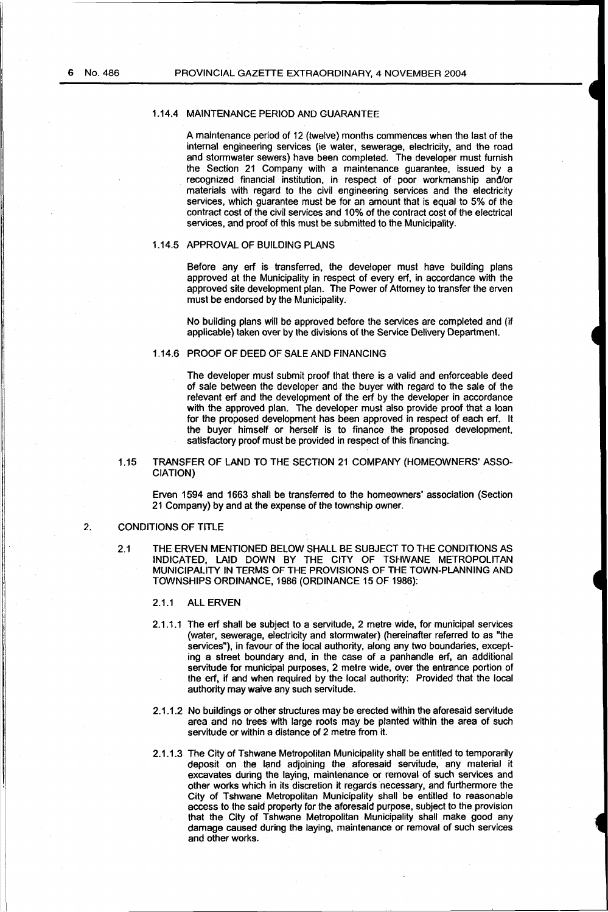1.14.4 MAINTENANCE PERIOD AND GUARANTEE

A maintenance period of 12 (twelve) months commences when the last of the internal engineering services (ie water, sewerage, electricity, and the road and stormwater sewers) have been completed. The developer must furnish the Section 21 Company with a maintenance guarantee, issued by a recognized financial institution, in respect of poor workmanship and/or materials with regard to the civil engineering services and the electricity services, which guarantee must be for an amount that is equal to 5% of the contract cost of the civil services and 10% of the contract cost of the electrical services, and proof of this must be submitted to the Municipality.

1.14.5 APPROVAL OF BUILDING PLANS

Before any erf is transferred, the developer must have building plans approved at the Municipality in respect of every erf, in accordance with the approved site development plan. The Power of Attorney to transfer the erven must be endorsed by the Municipality.

No building plans will be approved before the services are completed and (if applicable) taken over by the divisions of the Service Delivery Department.

1.14.6 PROOF OF DEED OF SALE AND FINANCING

The developer must submit proof that there is a valid and enforceable deed of sale between the developer and the buyer with regard to the sale of the relevant erf and the development of the erf by the developer in accordance with the approved plan. The developer must also provide proof that a loan for the proposed development has been approved in respect of each erf. It the buyer himself or herself is to finance the proposed development, satisfactory proof must be provided in respect of this financing.

1.15 TRANSFER OF LAND TO THE SECTION 21 COMPANY (HOMEOWNERS' ASSOCIATION)

Erven 1594 and 1663 shall be transferred to the homeowners' association (Section 21 Company) by and at the expense of the township owner.

2. CONDITIONS OF TITLE

2.1 THE ERVEN MENTIONED BELOW SHALL BE SUBJECT TO THE CONDITIONS AS INDICATED, LAID DOWN BY THE CITY OF TSHWANE METROPOLITAN MUNICIPALITY IN TERMS OF THE PROVISIONS OF THE TOWN-PLANNING AND TOWNSHIPS ORDINANCE, 1986 (ORDINANCE 15 OF 1986):

2.1.1 ALL ERVEN

2.1.1.1 The erf shall be subject to a servitude, 2 metre wide, for municipal services (water, sewerage, electricity and stormwater) (hereinafter referred to as "the services"), in favour of the local authority, along any two boundaries, excepting a street boundary and, in the case of a panhandle erf, an additional servitude for municipal purposes, 2 metre wide, over the entrance portion of the erf, if and when required by the local authority: Provided that the local authority may waive any such servitude.

2.1.1.2 No buildings or other structures may be erected within the aforesaid servitude area and no trees with large roots may be planted within the area of such servitude or within a distance of 2 metre from it.

2.1.1.3 The City of Tshwane Metropolitan Municipality shall be entitled to temporarily deposit on the land adjoining the aforesaid servitude, any material it excavates during the laying, maintenance or removal of such services and other works which in its discretion it regards necessary, and furthermore the City of Tshwane Metropolitan Municipality shall be entitled to reasonable access to the said property for the aforesaid purpose, subject to the provision that the City of Tshwane Metropolitan Municipality shall make good any damage caused during the laying, maintenance or removal of such services and other works.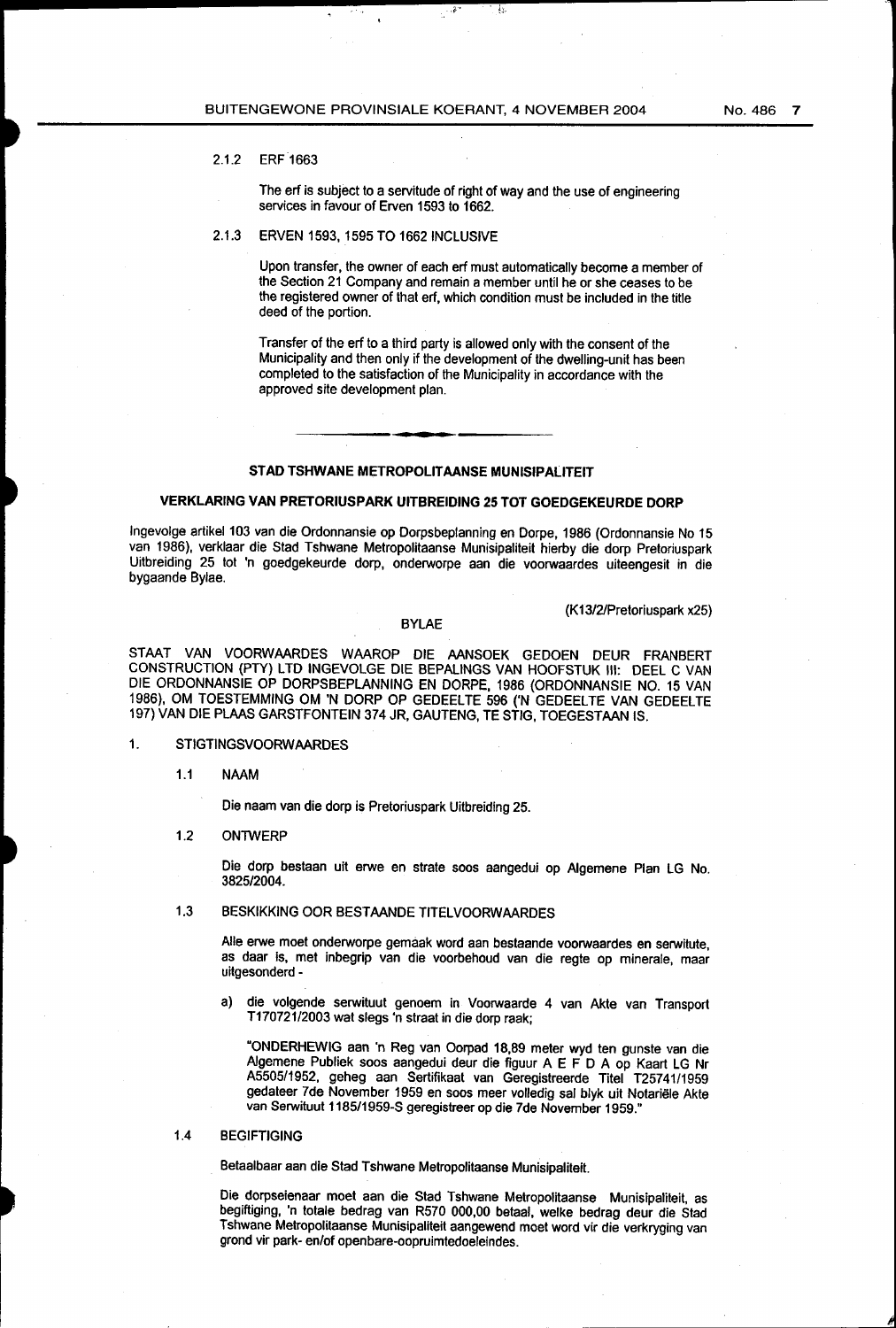2.1.2 ERF 1663

The erf is subject to a servitude of right of way and the use of engineering services in favour of Erven 1593 to 1662.

2.1.3 ERVEN 1593, 1595 TO 1662 INCLUSIVE

Upon transfer, the owner of each erf must automatically become a member of the Section 21 Company and remain a member until he or she ceases to be the registered owner of that erf, which condition must be included in the title deed of the portion.

Transfer of the erf to a third party is allowed only with the consent of the Municipality and then only if the development of the dwelling-unit has been completed to the satisfaction of the Municipality in accordance with the approved site development plan.

---

## STAD TSHWANE METROPOLITAANSE MUNISIPALITEIT

## VERKLARING VAN PRETORIUSPARK UITBREIDING 25 TOT GOEDGEKEURDE DORP

Ingevolge artikel 103 van die Ordonnansie op Dorpsbeplanning en Dorpe, 1986 (Ordonnansie No 15 van 1986), verklaar die Stad Tshwane Metropolitaanse Munisipaliteit hierby die dorp Pretoriuspark Uitbreiding 25 tot 'n goedgekeurde dorp, onderworpe aan die voorwaardes uiteengesit in die bygaande Bylae.

(K13/2/Pretoriuspark x25)

BYLAE

STAAT VAN VOORWAARDES WAAROP DIE AANSOEK GEDOEN DEUR FRANBERT CONSTRUCTION (PTY) LTD INGEVOLGE DIE BEPALINGS VAN HOOFSTUK III: DEEL C VAN DIE ORDONNANSIE OP DORPSBEPLANNING EN DORPE, 1986 (ORDONNANSIE NO. 15 VAN 1986), OM TOESTEMMING OM 'N DORP OP GEDEELTE 596 ('N GEDEELTE VAN GEDEELTE 197) VAN DIE PLAAS GARSTFONTEIN 374 JR, GAUTENG, TE STIG, TOEGESTAAN IS.

1. STIGTINGSVOORWAARDES

1.1 NAAM

Die naam van die dorp is Pretoriuspark Uitbreiding 25.

1.2 ONTWERP

Die dorp bestaan uit erwe en strate soos aangedui op Algemene Plan LG No. 3825/2004.

1.3 BESKIKKING OOR BESTAANDE TITELVOORWAARDES

Alle erwe moet onderworpe gemaak word aan bestaande voorwaardes en serwitute, as daar is, met inbegrip van die voorbehoud van die regte op minerale, maar uitgesonderd -

a) die volgende serwituut genoem in Voorwaarde 4 van Akte van Transport T170721/2003 wat slegs 'n straat in die dorp raak;

"ONDERHEWIG aan 'n Reg van Oorpad 18,89 meter wyd ten gunste van die Algemene Publiek soos aangedui deur die figuur A E F D A op Kaart LG Nr A5505/1952, geheg aan Sertifikaat van Geregistreerde Titel T25741/1959 gedateer 7de November 1959 en soos meer volledig sal blyk uit Notariële Akte van Serwituut 1185/1959-S geregistreer op die 7de November 1959."

1.4 BEGIFTIGING

Betaalbaar aan die Stad Tshwane Metropolitaanse Munisipaliteit.

Die dorpseienaar moet aan die Stad Tshwane Metropolitaanse Munisipaliteit, as begiftiging, 'n totale bedrag van R570 000,00 betaal, welke bedrag deur die Stad Tshwane Metropolitaanse Munisipaliteit aangewend moet word vir die verkryging van grond vir park- en/of openbare-oopruimtedoeleindes.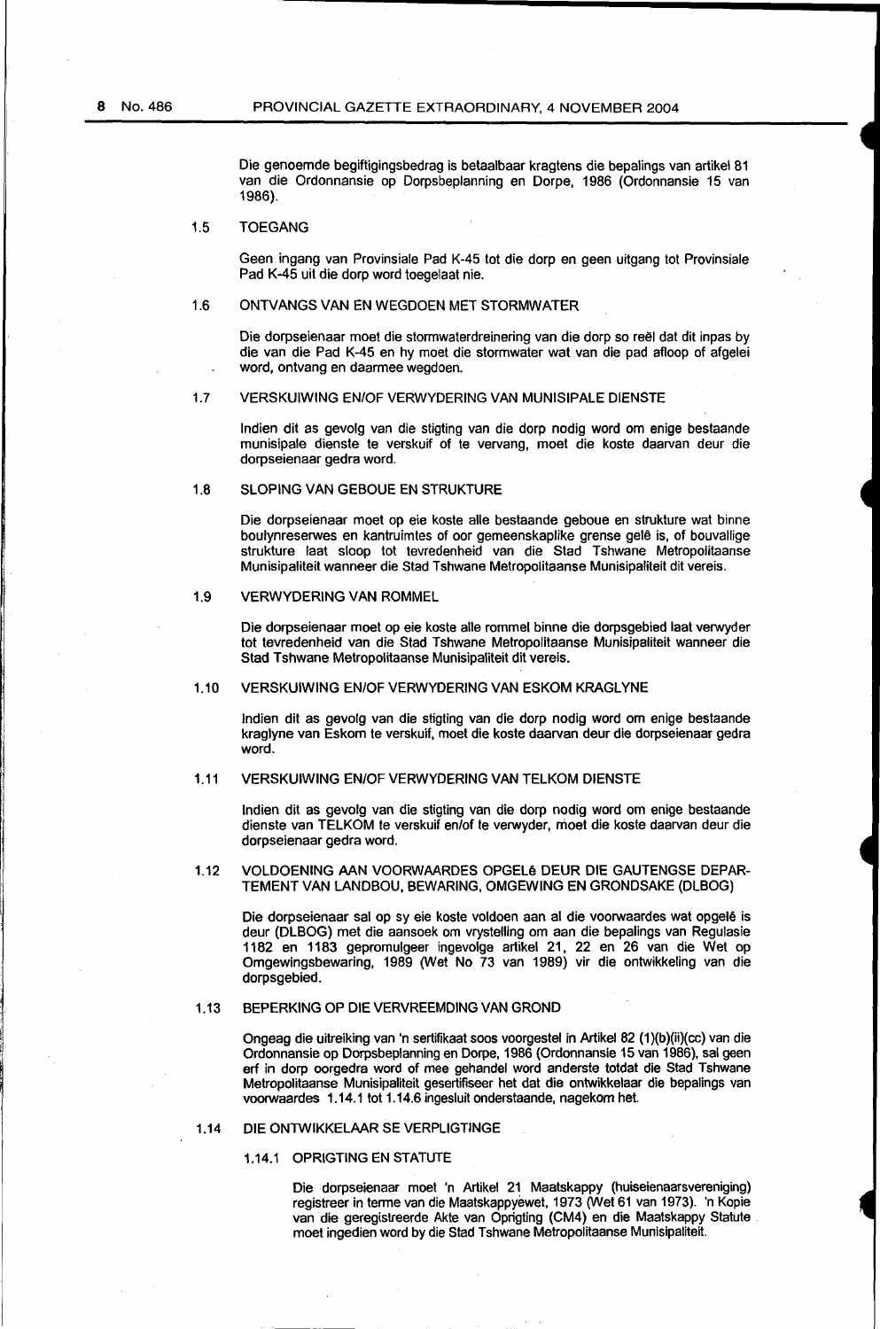Die genoemde begiftigingsbedrag is betaalbaar kragtens die bepalings van artikel 81 van die Ordonnansie op Dorpsbeplanning en Dorpe, 1986 (Ordonnansie 15 van 1986).

1.5 TOEGANG

Geen ingang van Provinsiale Pad K-45 tot die dorp en geen uitgang tot Provinsiale Pad K-45 uit die dorp word toegelaat nie.

1.6 ONTVANGS VAN EN WEGDOEN MET STORMWATER

Die dorpseienaar moet die stormwaterdreinering van die dorp so reël dat dit inpas by die van die Pad K-45 en hy moet die stormwater wat van die pad afloop of afgelei word, ontvang en daarmee wegdoen.

1.7 VERSKUIWING EN/OF VERWYDERING VAN MUNISIPALE DIENSTE

Indien dit as gevolg van die stigting van die dorp nodig word om enige bestaande munisipale dienste te verskuif of te vervang, moet die koste daarvan deur die dorpseienaar gedra word.

1.8 SLOPING VAN GEBOUE EN STRUKTURE

Die dorpseienaar moet op eie koste alle bestaande geboue en strukture wat binne boulynreserwes en kantruimtes of oor gemeenskaplike grense geleë is, of bouvallige strukture laat sloop tot tevredenheid van die Stad Tshwane Metropolitaanse Munisipaliteit wanneer die Stad Tshwane Metropolitaanse Munisipaliteit dit vereis.

1.9 VERWYDERING VAN ROMMEL

Die dorpseienaar moet op eie koste alle rommel binne die dorpsgebied laat verwyder tot tevredenheid van die Stad Tshwane Metropolitaanse Munisipaliteit wanneer die Stad Tshwane Metropolitaanse Munisipaliteit dit vereis.

1.10 VERSKUIWING EN/OF VERWYDERING VAN ESKOM KRAGLYNE

Indien dit as gevolg van die stigting van die dorp nodig word om enige bestaande kraglyne van Eskom te verskuif, moet die koste daarvan deur die dorpseienaar gedra word.

1.11 VERSKUIWING EN/OF VERWYDERING VAN TELKOM DIENSTE

Indien dit as gevolg van die stigting van die dorp nodig word om enige bestaande dienste van TELKOM te verskuif en/of te verwyder, moet die koste daarvan deur die dorpseienaar gedra word.

1.12 VOLDOENING AAN VOORWAARDES OPGELê DEUR DIE GAUTENGSE DEPARTEMENT VAN LANDBOU, BEWARING, OMGEWING EN GRONDSAKE (DLBOG)

Die dorpseienaar sal op sy eie koste voldoen aan al die voorwaardes wat opgelê is deur (DLBOG) met die aansoek om vrystelling om aan die bepalings van Regulasie 1182 en 1183 gepromulgeer ingevolge artikel 21, 22 en 26 van die Wet op Omgewingsbewaring, 1989 (Wet No 73 van 1989) vir die ontwikkeling van die dorpsgebied.

1.13 BEPERKING OP DIE VERVREEMDING VAN GROND

Ongeag die uitreiking van 'n sertifikaat soos voorgestel in Artikel 82 (1)(b)(ii)(cc) van die Ordonnansie op Dorpsbeplanning en Dorpe, 1986 (Ordonnansie 15 van 1986), sal geen erf in dorp oorgedra word of mee gehandel word anderste totdat die Stad Tshwane Metropolitaanse Munisipaliteit gesertifiseer het dat die ontwikkelaar die bepalings van voorwaardes 1.14.1 tot 1.14.6 ingesluit onderstaande, nagekom het.

1.14 DIE ONTWIKKELAAR SE VERPLIGTINGE

1.14.1 OPRIGTING EN STATUTE

Die dorpseienaar moet 'n Artikel 21 Maatskappy (huiseienaarsvereniging) registreer in terme van die Maatskappyewet, 1973 (Wet 61 van 1973). 'n Kopie van die geregistreerde Akte van Oprigting (CM4) en die Maatskappy Statute moet ingedien word by die Stad Tshwane Metropolitaanse Munisipaliteit.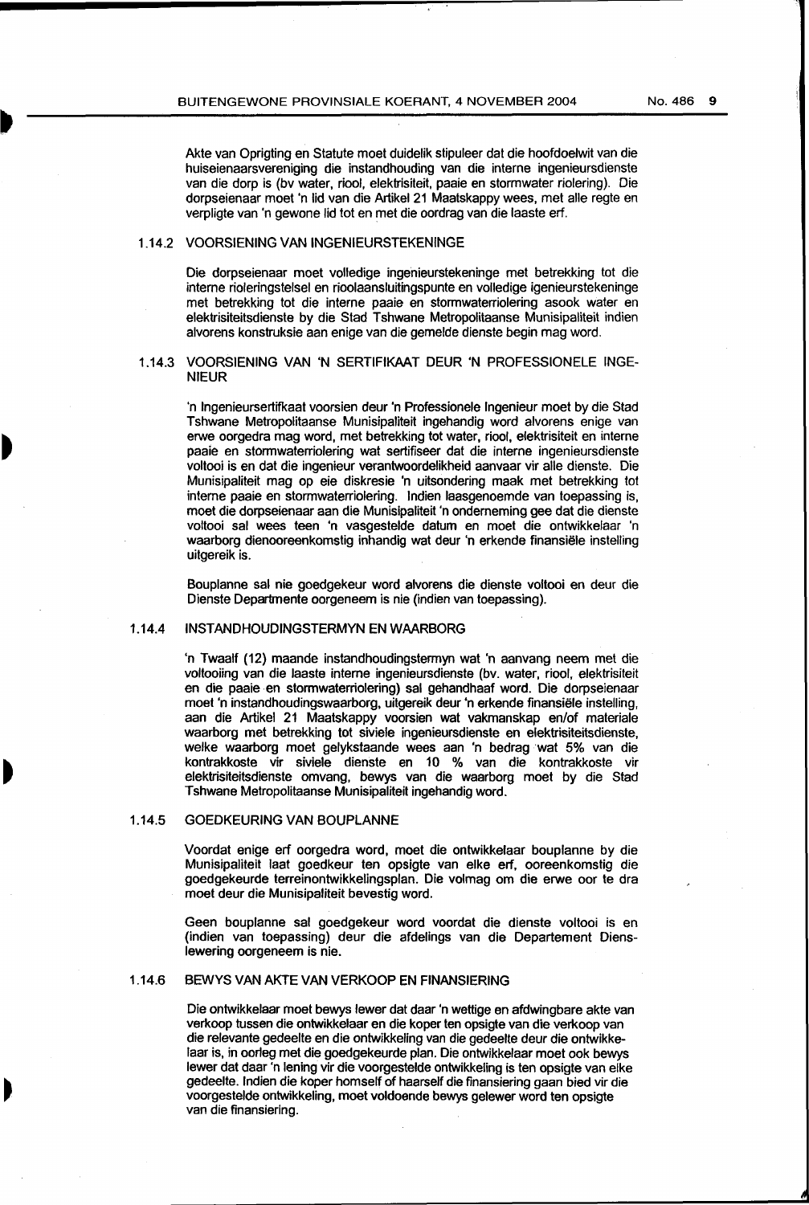Akte van Oprigting en Statute moet duidelik stipuleer dat die hoofdoelwit van die huiseienaarsvereniging die instandhouding van die interne ingenieursdienste van die dorp is (bv water, riool, elektrisiteit, paaie en stormwater riolering). Die dorpseienaar moet 'n lid van die Artikel 21 Maatskappy wees, met alle regte en verpligte van 'n gewone lid tot en met die oordrag van die laaste erf.

### 1.14.2 VOORSIENING VAN INGENIEURSTEKENINGE

Die dorpseienaar moet volledige ingenieurstekeninge met betrekking tot die interne rioleringstelsel en rioolaansluitingspunte en volledige igenieurstekeninge met betrekking tot die interne paaie en stormwaterriolering asook water en elektrisiteitsdienste by die Stad Tshwane Metropolitaanse Munisipaliteit indien alvorens konstruksie aan enige van die gemelde dienste begin mag word.

### 1.14.3 VOORSIENING VAN 'N SERTIFIKAAT DEUR 'N PROFESSIONELE INGENIEUR

'n Ingenieursertifkaat voorsien deur 'n Professionele Ingenieur moet by die Stad Tshwane Metropolitaanse Munisipaliteit ingehandig word alvorens enige van erwe oorgedra mag word, met betrekking tot water, riool, elektrisiteit en interne paaie en stormwaterriolering wat sertifiseer dat die interne ingenieursdienste voltooi is en dat die ingenieur verantwoordelikheid aanvaar vir alle dienste. Die Munisipaliteit mag op eie diskresie 'n uitsondering maak met betrekking tot interne paaie en stormwaterriolering. Indien laasgenoemde van toepassing is, moet die dorpseienaar aan die Munisipaliteit 'n onderneming gee dat die dienste voltooi sal wees teen 'n vasgestelde datum en moet die ontwikkelaar 'n waarborg dienooreenkomstig inhandig wat deur 'n erkende finansiële instelling uitgereik is.

Bouplanne sal nie goedgekeur word alvorens die dienste voltooi en deur die Dienste Departmente oorgeneem is nie (indien van toepassing).

### 1.14.4 INSTANDHOUDINGSTERMYN EN WAARBORG

'n Twaalf (12) maande instandhoudingstermyn wat 'n aanvang neem met die voltooiing van die laaste interne ingenieursdienste (bv. water, riool, elektrisiteit en die paaie en stormwaterriolering) sal gehandhaaf word. Die dorpseienaar moet 'n instandhoudingswaarborg, uitgereik deur 'n erkende finansiële instelling, aan die Artikel 21 Maatskappy voorsien wat vakmanskap en/of materiale waarborg met betrekking tot siviele ingenieursdienste en elektrisiteitsdienste, welke waarborg moet gelykstaande wees aan 'n bedrag wat 5% van die kontrakkoste vir siviele dienste en 10 % van die kontrakkoste vir elektrisiteitsdienste omvang, bewys van die waarborg moet by die Stad Tshwane Metropolitaanse Munisipaliteit ingehandig word.

### 1.14.5 GOEDKEURING VAN BOUPLANNE

Voordat enige erf oorgedra word, moet die ontwikkelaar bouplanne by die Munisipaliteit laat goedkeur ten opsigte van elke erf, ooreenkomstig die goedgekeurde terreinontwikkelingsplan. Die volmag om die erwe oor te dra moet deur die Munisipaliteit bevestig word.

Geen bouplanne sal goedgekeur word voordat die dienste voltooi is en (indien van toepassing) deur die afdelings van die Departement Dienslewering oorgeneem is nie.

### 1.14.6 BEWYS VAN AKTE VAN VERKOOP EN FINANSIERING

Die ontwikkelaar moet bewys lewer dat daar 'n wettige en afdwingbare akte van verkoop tussen die ontwikkelaar en die koper ten opsigte van die verkoop van die relevante gedeelte en die ontwikkeling van die gedeelte deur die ontwikkelaar is, in oorleg met die goedgekeurde plan. Die ontwikkelaar moet ook bewys lewer dat daar 'n lening vir die voorgestelde ontwikkeling is ten opsigte van elke gedeelte. Indien die koper homself of haarself die finansiering gaan bied vir die voorgestelde ontwikkeling, moet voldoende bewys gelewer word ten opsigte van die finansiering.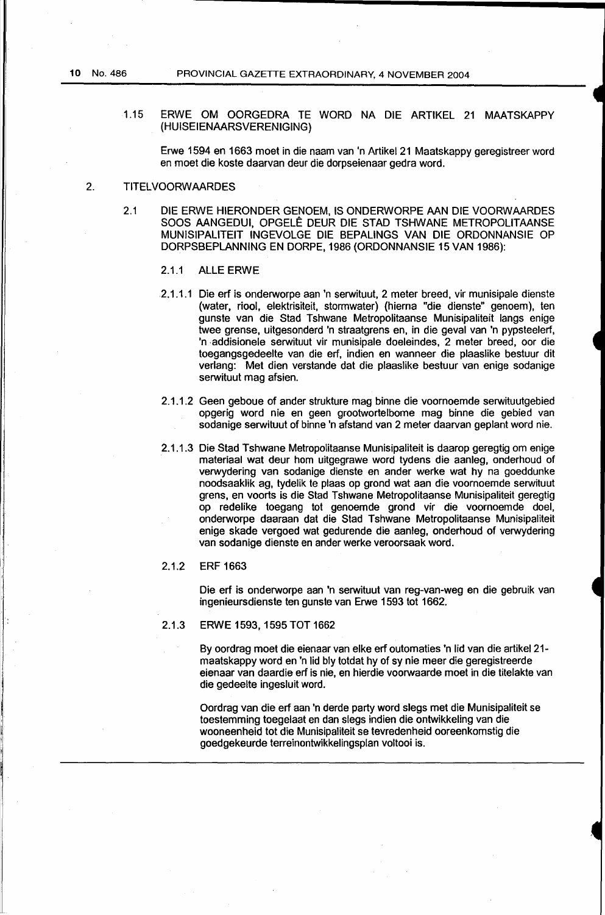1.15 ERWE OM OORGEDRA TE WORD NA DIE ARTIKEL 21 MAATSKAPPY (HUISEIENAARSVERENIGING)

Erwe 1594 en 1663 moet in die naam van 'n Artikel 21 Maatskappy geregistreer word en moet die koste daarvan deur die dorpseienaar gedra word.

2. TITELVOORWAARDES

2.1 DIE ERWE HIERONDER GENOEM, IS ONDERWORPE AAN DIE VOORWAARDES SOOS AANGEDUI, OPGELÊ DEUR DIE STAD TSHWANE METROPOLITAANSE MUNISIPALITEIT INGEVOLGE DIE BEPALINGS VAN DIE ORDONNANSIE OP DORPSBEPLANNING EN DORPE, 1986 (ORDONNANSIE 15 VAN 1986):

2.1.1 ALLE ERWE

2.1.1.1 Die erf is onderworpe aan 'n serwituut, 2 meter breed, vir munisipale dienste (water, riool, elektrisiteit, stormwater) (hierna "die dienste" genoem), ten gunste van die Stad Tshwane Metropolitaanse Munisipaliteit langs enige twee grense, uitgesonderd 'n straatgrens en, in die geval van 'n pypsteelerf, 'n addisionele serwituut vir munisipale doeleindes, 2 meter breed, oor die toegangsgedeelte van die erf, indien en wanneer die plaaslike bestuur dit verlang: Met dien verstande dat die plaaslike bestuur van enige sodanige serwituut mag afsien.

2.1.1.2 Geen geboue of ander strukture mag binne die voornoemde serwituutgebied opgerig word nie en geen grootwortelbome mag binne die gebied van sodanige serwituut of binne 'n afstand van 2 meter daarvan geplant word nie.

2.1.1.3 Die Stad Tshwane Metropolitaanse Munisipaliteit is daarop geregtig om enige materiaal wat deur hom uitgegrawe word tydens die aanleg, onderhoud of verwydering van sodanige dienste en ander werke wat hy na goeddunke noodsaaklik ag, tydelik te plaas op grond wat aan die voornoemde serwituut grens, en voorts is die Stad Tshwane Metropolitaanse Munisipaliteit geregtig op redelike toegang tot genoemde grond vir die voornoemde doel, onderworpe daaraan dat die Stad Tshwane Metropolitaanse Munisipaliteit enige skade vergoed wat gedurende die aanleg, onderhoud of verwydering van sodanige dienste en ander werke veroorsaak word.

2.1.2 ERF 1663

Die erf is onderworpe aan 'n serwituut van reg-van-weg en die gebruik van ingenieursdienste ten gunste van Erwe 1593 tot 1662.

2.1.3 ERWE 1593, 1595 TOT 1662

By oordrag moet die eienaar van elke erf outomaties 'n lid van die artikel 21-maatskappy word en 'n lid bly totdat hy of sy nie meer die geregistreerde eienaar van daardie erf is nie, en hierdie voorwaarde moet in die titelakte van die gedeelte ingesluit word.

Oordrag van die erf aan 'n derde party word slegs met die Munisipaliteit se toestemming toegelaat en dan slegs indien die ontwikkeling van die wooneenheid tot die Munisipaliteit se tevredenheid ooreenkomstig die goedgekeurde terreinontwikkelingsplan voltooi is.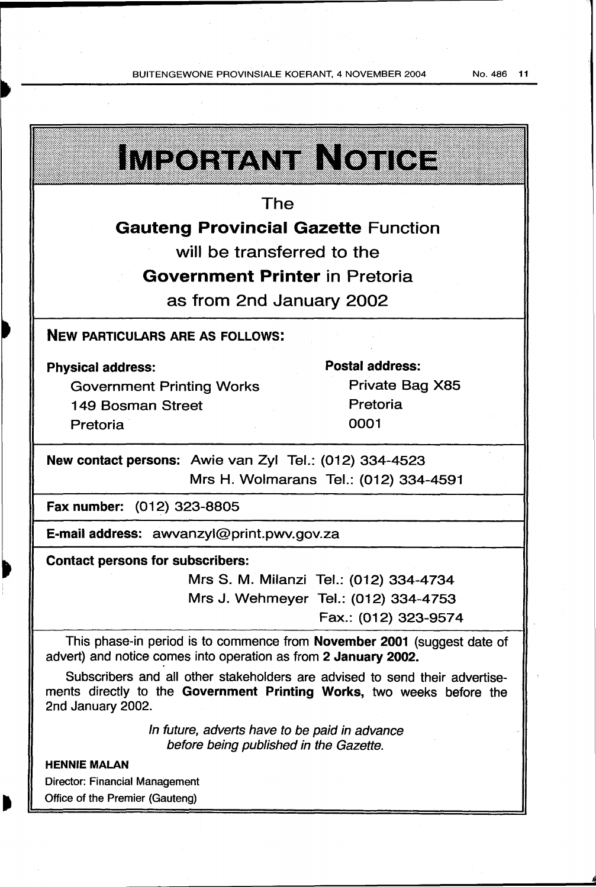# IMPORTANT NOTICE

The

**Gauteng Provincial Gazette** Function

will be transferred to the

**Government Printer** in Pretoria

as from 2nd January 2002

## NEW PARTICULARS ARE AS FOLLOWS:

**Physical address:**

Government Printing Works
149 Bosman Street
Pretoria

**Postal address:**

Private Bag X85
Pretoria
0001

**New contact persons:** Awie van Zyl Tel.: (012) 334-4523
Mrs H. Wolmarans Tel.: (012) 334-4591

**Fax number:** (012) 323-8805

**E-mail address:** awvanzyl@print.pwv.gov.za

**Contact persons for subscribers:**
Mrs S. M. Milanzi Tel.: (012) 334-4734
Mrs J. Wehmeyer Tel.: (012) 334-4753
Fax.: (012) 323-9574

This phase-in period is to commence from **November 2001** (suggest date of advert) and notice comes into operation as from **2 January 2002.**

Subscribers and all other stakeholders are advised to send their advertisements directly to the **Government Printing Works,** two weeks before the 2nd January 2002.

*In future, adverts have to be paid in advance before being published in the Gazette.*

**HENNIE MALAN**
Director: Financial Management
Office of the Premier (Gauteng)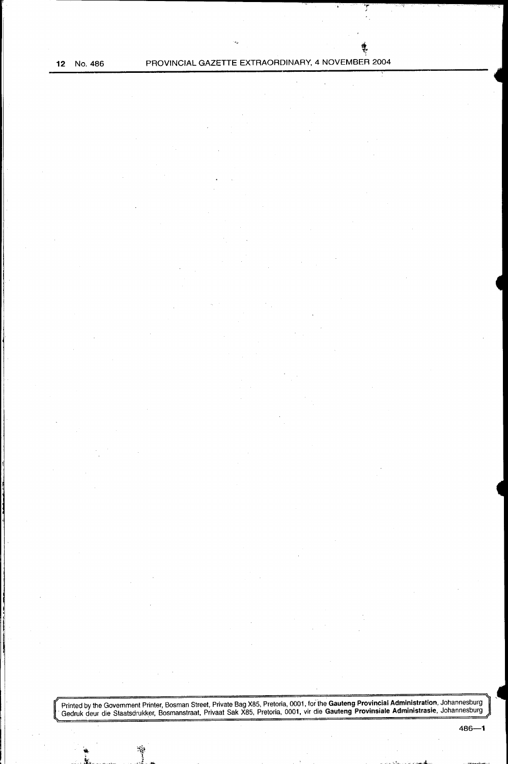Printed by the Government Printer, Bosman Street, Private Bag X85, Pretoria, 0001, for the **Gauteng Provincial Administration**, Johannesburg
Gedruk deur die Staatsdrukker, Bosmanstraat, Privaat Sak X85, Pretoria, 0001, vir die **Gauteng Provinsiale Administrasie**, Johannesburg

486—1